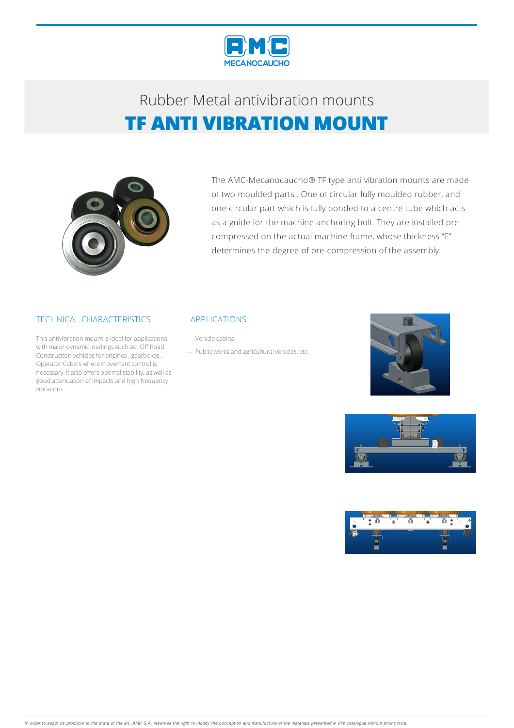AMC MECANOCAUCHO

Rubber Metal antivibration mounts

# TF ANTI VIBRATION MOUNT

The AMC-Mecanocaucho® TF type anti vibration mounts are made of two moulded parts . One of circular fully moulded rubber, and one circular part which is fully bonded to a centre tube which acts as a guide for the machine anchoring bolt. They are installed pre-compressed on the actual machine frame, whose thickness "E" determines the degree of pre-compression of the assembly.

## TECHNICAL CHARACTERISTICS

This antivibration mount is ideal for applications with major dynamic loadings such as : Off Road Construction vehicles for engines , gearboxes , Operator Cabins where movement control is necessary. It also offers optimal stability, as well as good attenuation of impacts and high frequency vibrations.

## APPLICATIONS

- Vehicle cabins
- Public works and agricultural vehicles, etc.

*In order to adapt its products to the state of the art, AMC S.A. reserves the right to modify the conception and manufacture of the materials presented in this catalogue without prior notice.*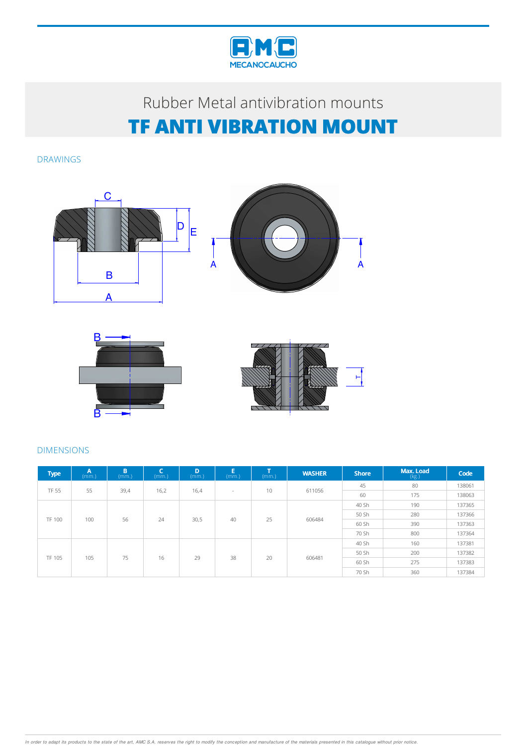Rubber Metal antivibration mounts

# TF ANTI VIBRATION MOUNT

## DRAWINGS

## DIMENSIONS

| Type | A (mm.) | B (mm.) | C (mm.) | D (mm.) | E (mm.) | T (mm.) | WASHER | Shore | Max. Load (kg.) | Code |
|---|---|---|---|---|---|---|---|---|---|---|
| TF 55 | 55 | 39,4 | 16,2 | 16,4 | - | 10 | 611056 | 45 | 80 | 138061 |
| | | | | | | | | 60 | 175 | 138063 |
| TF 100 | 100 | 56 | 24 | 30,5 | 40 | 25 | 606484 | 40 Sh | 190 | 137365 |
| | | | | | | | | 50 Sh | 280 | 137366 |
| | | | | | | | | 60 Sh | 390 | 137363 |
| | | | | | | | | 70 Sh | 800 | 137364 |
| TF 105 | 105 | 75 | 16 | 29 | 38 | 20 | 606481 | 40 Sh | 160 | 137381 |
| | | | | | | | | 50 Sh | 200 | 137382 |
| | | | | | | | | 60 Sh | 275 | 137383 |
| | | | | | | | | 70 Sh | 360 | 137384 |

*In order to adapt its products to the state of the art, AMC S.A. reserves the right to modify the conception and manufacture of the materials presented in this catalogue without prior notice.*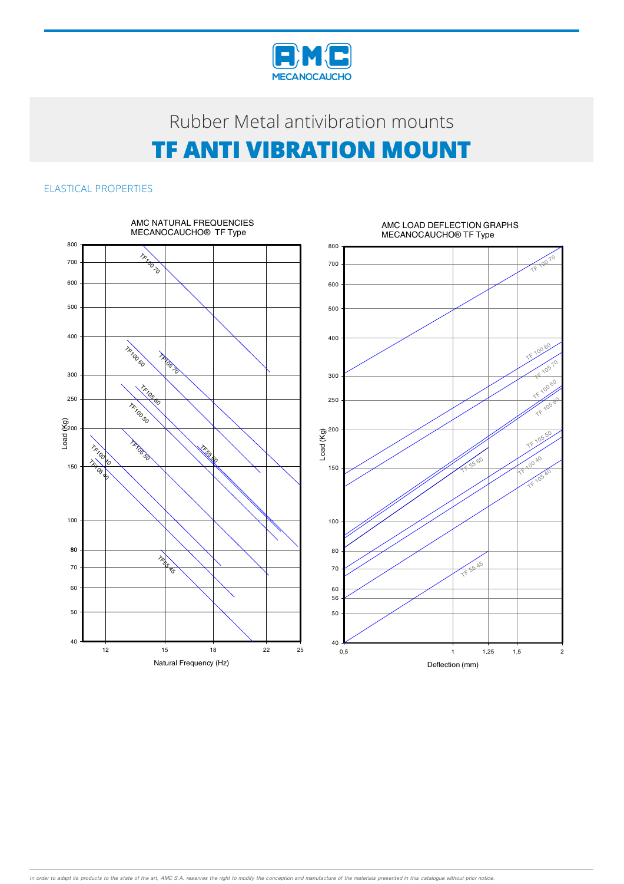# Rubber Metal antivibration mounts

# TF ANTI VIBRATION MOUNT

## ELASTICAL PROPERTIES

AMC NATURAL FREQUENCIES
MECANOCAUCHO® TF Type

AMC LOAD DEFLECTION GRAPHS
MECANOCAUCHO® TF Type

In order to adapt its products to the state of the art, AMC S.A. reserves the right to modify the conception and manufacture of the materials presented in this catalogue without prior notice.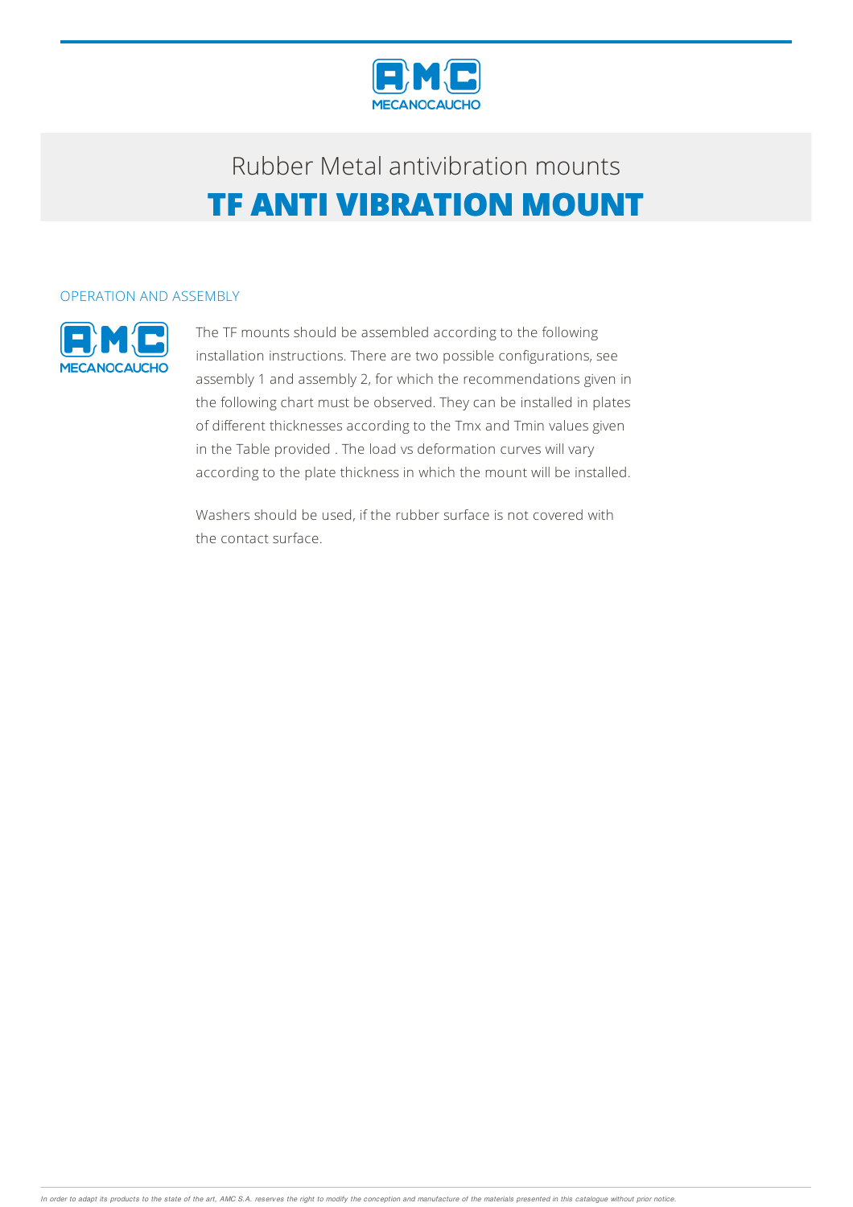Rubber Metal antivibration mounts

# TF ANTI VIBRATION MOUNT

## OPERATION AND ASSEMBLY

The TF mounts should be assembled according to the following installation instructions. There are two possible configurations, see assembly 1 and assembly 2, for which the recommendations given in the following chart must be observed. They can be installed in plates of different thicknesses according to the Tmx and Tmin values given in the Table provided . The load vs deformation curves will vary according to the plate thickness in which the mount will be installed.

Washers should be used, if the rubber surface is not covered with the contact surface.